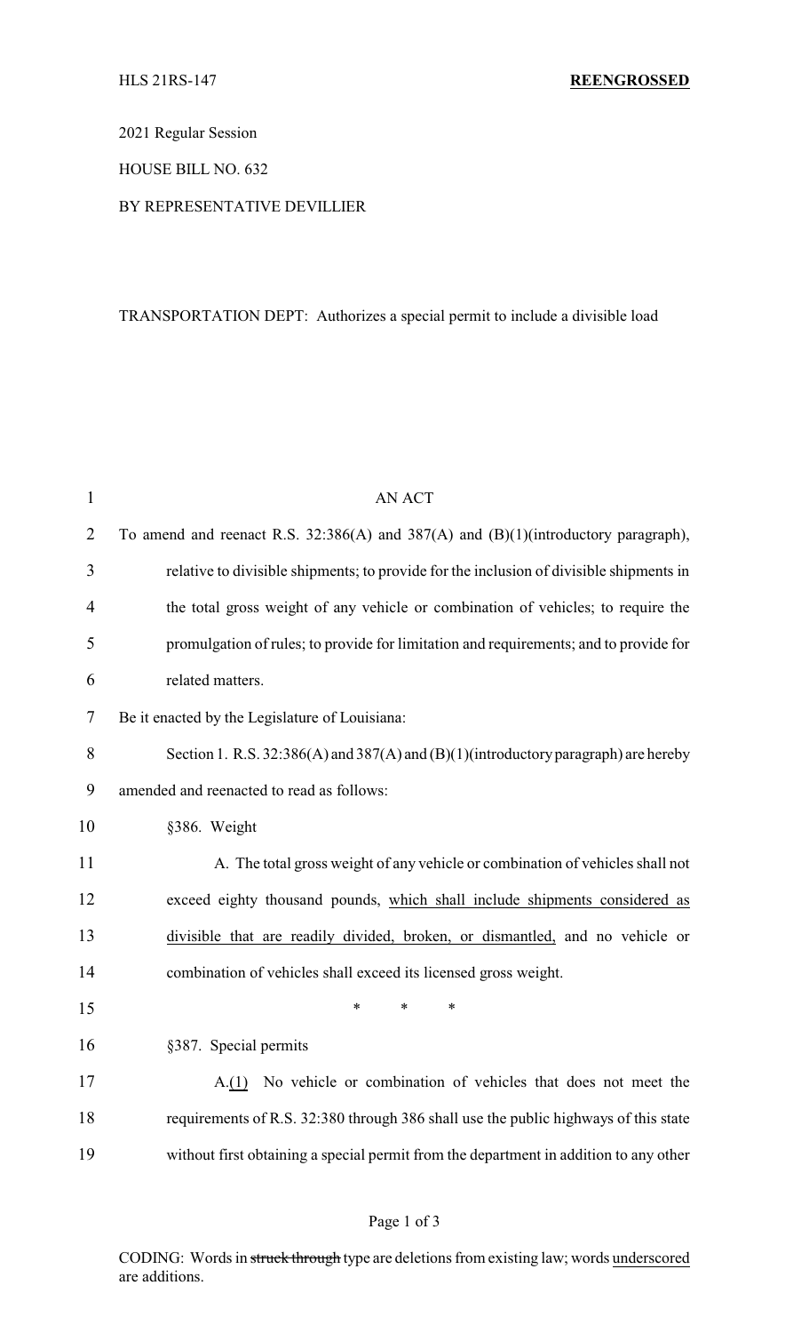HLS 21RS-147 **REENGROSSED**

2021 Regular Session

HOUSE BILL NO. 632

BY REPRESENTATIVE DEVILLIER

TRANSPORTATION DEPT: Authorizes a special permit to include a divisible load

AN ACT

To amend and reenact R.S. 32:386(A) and 387(A) and (B)(1)(introductory paragraph), relative to divisible shipments; to provide for the inclusion of divisible shipments in the total gross weight of any vehicle or combination of vehicles; to require the promulgation of rules; to provide for limitation and requirements; and to provide for related matters.

Be it enacted by the Legislature of Louisiana:

Section 1. R.S. 32:386(A) and 387(A) and (B)(1)(introductory paragraph) are hereby amended and reenacted to read as follows:

§386. Weight

A. The total gross weight of any vehicle or combination of vehicles shall not exceed eighty thousand pounds, <u>which shall include shipments considered as divisible that are readily divided, broken, or dismantled,</u> and no vehicle or combination of vehicles shall exceed its licensed gross weight.

\* \* \*

§387. Special permits

A.<u>(1)</u> No vehicle or combination of vehicles that does not meet the requirements of R.S. 32:380 through 386 shall use the public highways of this state without first obtaining a special permit from the department in addition to any other

CODING: Words in ~~struck through~~ type are deletions from existing law; words <u>underscored</u> are additions.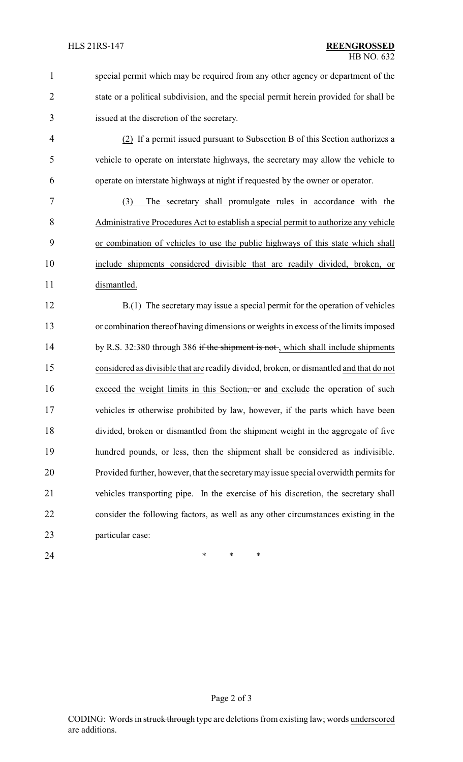special permit which may be required from any other agency or department of the state or a political subdivision, and the special permit herein provided for shall be issued at the discretion of the secretary.

<u>(2)</u> If a permit issued pursuant to Subsection B of this Section authorizes a vehicle to operate on interstate highways, the secretary may allow the vehicle to operate on interstate highways at night if requested by the owner or operator.

<u>(3) The secretary shall promulgate rules in accordance with the Administrative Procedures Act to establish a special permit to authorize any vehicle or combination of vehicles to use the public highways of this state which shall include shipments considered divisible that are readily divided, broken, or dismantled.</u>

B.(1) The secretary may issue a special permit for the operation of vehicles or combination thereof having dimensions or weights in excess of the limits imposed by R.S. 32:380 through 386 ~~if the shipment is not~~ <u>, which shall include shipments considered as divisible that are</u> readily divided, broken, or dismantled <u>and that do not exceed the weight limits in this Section</u>~~, or~~ <u>and exclude</u> the operation of such vehicles ~~is~~ otherwise prohibited by law, however, if the parts which have been divided, broken or dismantled from the shipment weight in the aggregate of five hundred pounds, or less, then the shipment shall be considered as indivisible. Provided further, however, that the secretary may issue special overwidth permits for vehicles transporting pipe. In the exercise of his discretion, the secretary shall consider the following factors, as well as any other circumstances existing in the particular case:

\* \* \*

CODING: Words in ~~struck through~~ type are deletions from existing law; words <u>underscored</u> are additions.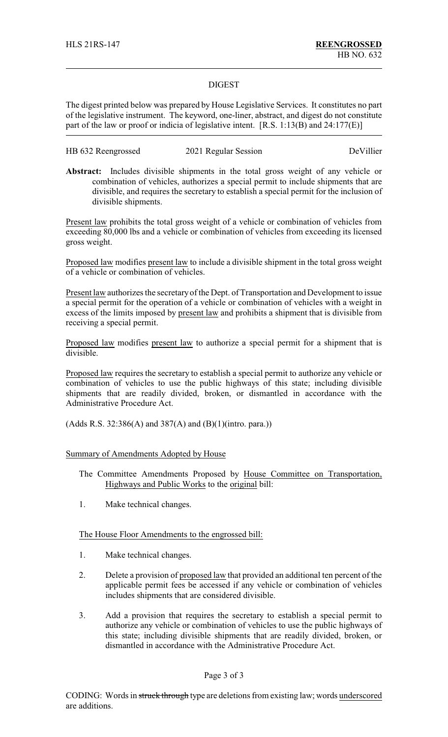HLS 21RS-147 **REENGROSSED**
HB NO. 632

## DIGEST

The digest printed below was prepared by House Legislative Services. It constitutes no part of the legislative instrument. The keyword, one-liner, abstract, and digest do not constitute part of the law or proof or indicia of legislative intent. [R.S. 1:13(B) and 24:177(E)]

HB 632 Reengrossed 2021 Regular Session DeVillier

**Abstract:** Includes divisible shipments in the total gross weight of any vehicle or combination of vehicles, authorizes a special permit to include shipments that are divisible, and requires the secretary to establish a special permit for the inclusion of divisible shipments.

Present law prohibits the total gross weight of a vehicle or combination of vehicles from exceeding 80,000 lbs and a vehicle or combination of vehicles from exceeding its licensed gross weight.

Proposed law modifies present law to include a divisible shipment in the total gross weight of a vehicle or combination of vehicles.

Present law authorizes the secretary of the Dept. of Transportation and Development to issue a special permit for the operation of a vehicle or combination of vehicles with a weight in excess of the limits imposed by present law and prohibits a shipment that is divisible from receiving a special permit.

Proposed law modifies present law to authorize a special permit for a shipment that is divisible.

Proposed law requires the secretary to establish a special permit to authorize any vehicle or combination of vehicles to use the public highways of this state; including divisible shipments that are readily divided, broken, or dismantled in accordance with the Administrative Procedure Act.

(Adds R.S. 32:386(A) and 387(A) and (B)(1)(intro. para.))

Summary of Amendments Adopted by House

The Committee Amendments Proposed by House Committee on Transportation, Highways and Public Works to the original bill:

1. Make technical changes.

The House Floor Amendments to the engrossed bill:

1. Make technical changes.
2. Delete a provision of proposed law that provided an additional ten percent of the applicable permit fees be accessed if any vehicle or combination of vehicles includes shipments that are considered divisible.
3. Add a provision that requires the secretary to establish a special permit to authorize any vehicle or combination of vehicles to use the public highways of this state; including divisible shipments that are readily divided, broken, or dismantled in accordance with the Administrative Procedure Act.

CODING: Words in ~~struck through~~ type are deletions from existing law; words underscored are additions.